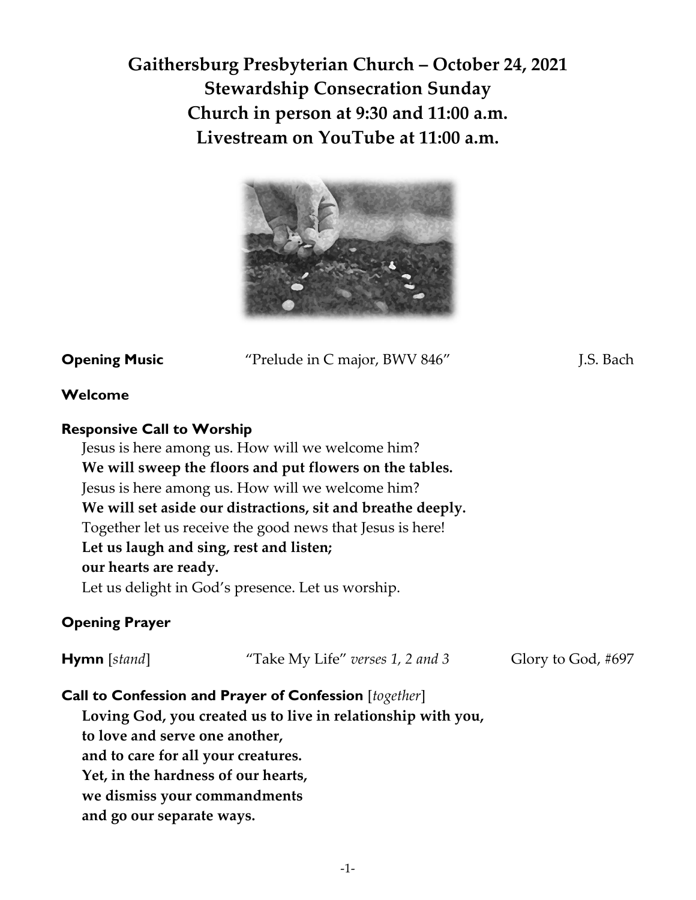# Gaithersburg Presbyterian Church – October 24, 2021
## Stewardship Consecration Sunday
## Church in person at 9:30 and 11:00 a.m.
## Livestream on YouTube at 11:00 a.m.

**Opening Music** "Prelude in C major, BWV 846" J.S. Bach

**Welcome**

**Responsive Call to Worship**

Jesus is here among us. How will we welcome him?
**We will sweep the floors and put flowers on the tables.**
Jesus is here among us. How will we welcome him?
**We will set aside our distractions, sit and breathe deeply.**
Together let us receive the good news that Jesus is here!
**Let us laugh and sing, rest and listen;**
**our hearts are ready.**
Let us delight in God's presence. Let us worship.

**Opening Prayer**

**Hymn** [*stand*] "Take My Life" *verses 1, 2 and 3* Glory to God, #697

**Call to Confession and Prayer of Confession** [*together*]

**Loving God, you created us to live in relationship with you,**
**to love and serve one another,**
**and to care for all your creatures.**
**Yet, in the hardness of our hearts,**
**we dismiss your commandments**
**and go our separate ways.**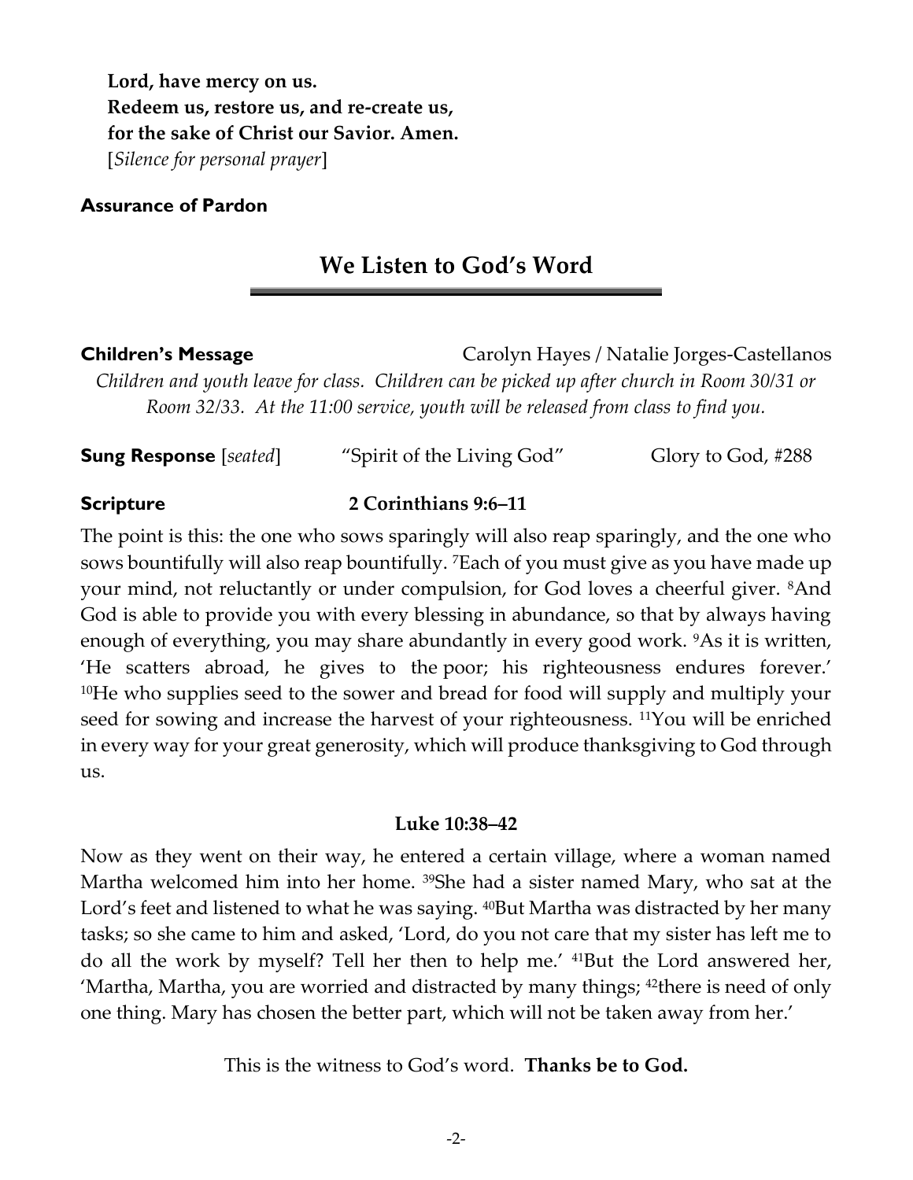**Lord, have mercy on us.**
**Redeem us, restore us, and re-create us,**
**for the sake of Christ our Savior. Amen.**
[*Silence for personal prayer*]

**Assurance of Pardon**

## We Listen to God's Word

**Children's Message** Carolyn Hayes / Natalie Jorges-Castellanos

*Children and youth leave for class. Children can be picked up after church in Room 30/31 or Room 32/33. At the 11:00 service, youth will be released from class to find you.*

**Sung Response** [*seated*] "Spirit of the Living God" Glory to God, #288

**Scripture** **2 Corinthians 9:6–11**

The point is this: the one who sows sparingly will also reap sparingly, and the one who sows bountifully will also reap bountifully. [7]Each of you must give as you have made up your mind, not reluctantly or under compulsion, for God loves a cheerful giver. [8]And God is able to provide you with every blessing in abundance, so that by always having enough of everything, you may share abundantly in every good work. [9]As it is written, 'He scatters abroad, he gives to the poor; his righteousness endures forever.' [10]He who supplies seed to the sower and bread for food will supply and multiply your seed for sowing and increase the harvest of your righteousness. [11]You will be enriched in every way for your great generosity, which will produce thanksgiving to God through us.

**Luke 10:38–42**

Now as they went on their way, he entered a certain village, where a woman named Martha welcomed him into her home. [39]She had a sister named Mary, who sat at the Lord's feet and listened to what he was saying. [40]But Martha was distracted by her many tasks; so she came to him and asked, 'Lord, do you not care that my sister has left me to do all the work by myself? Tell her then to help me.' [41]But the Lord answered her, 'Martha, Martha, you are worried and distracted by many things; [42]there is need of only one thing. Mary has chosen the better part, which will not be taken away from her.'

This is the witness to God's word. **Thanks be to God.**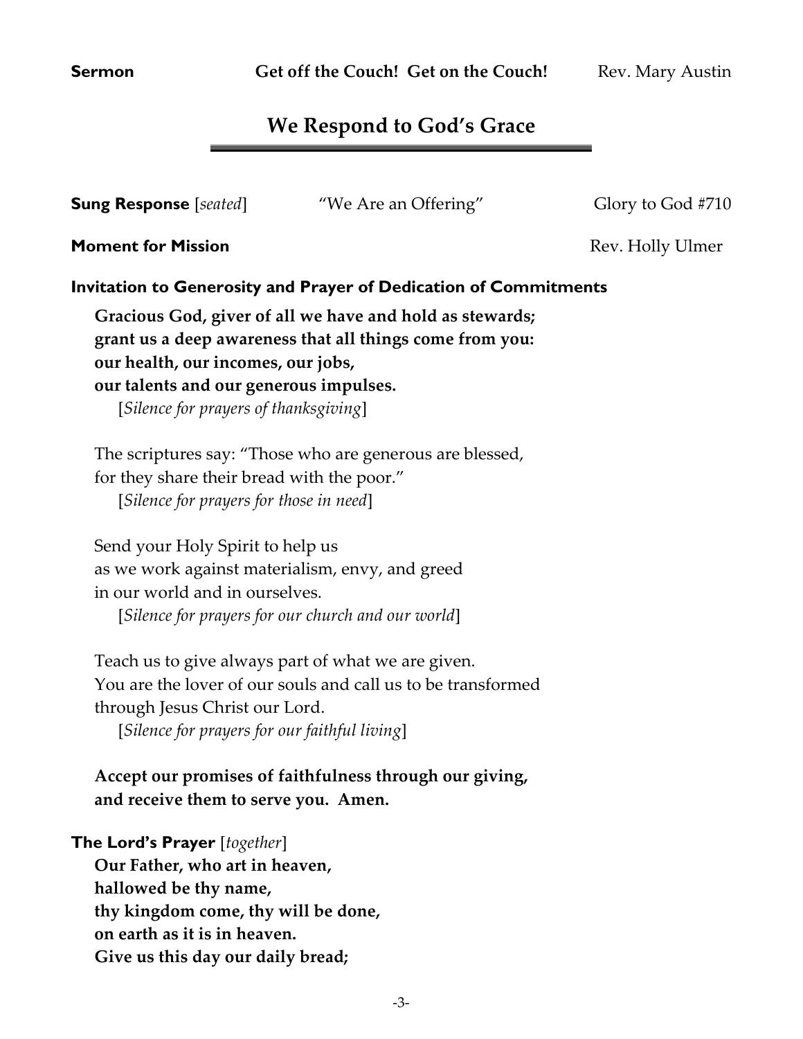**Sermon** **Get off the Couch! Get on the Couch!** Rev. Mary Austin

## We Respond to God's Grace

**Sung Response** [*seated*] "We Are an Offering" Glory to God #710

**Moment for Mission** Rev. Holly Ulmer

**Invitation to Generosity and Prayer of Dedication of Commitments**

**Gracious God, giver of all we have and hold as stewards;**
**grant us a deep awareness that all things come from you:**
**our health, our incomes, our jobs,**
**our talents and our generous impulses.**
[*Silence for prayers of thanksgiving*]

The scriptures say: "Those who are generous are blessed,
for they share their bread with the poor."
[*Silence for prayers for those in need*]

Send your Holy Spirit to help us
as we work against materialism, envy, and greed
in our world and in ourselves.
[*Silence for prayers for our church and our world*]

Teach us to give always part of what we are given.
You are the lover of our souls and call us to be transformed
through Jesus Christ our Lord.
[*Silence for prayers for our faithful living*]

**Accept our promises of faithfulness through our giving,**
**and receive them to serve you. Amen.**

**The Lord's Prayer** [*together*]
**Our Father, who art in heaven,**
**hallowed be thy name,**
**thy kingdom come, thy will be done,**
**on earth as it is in heaven.**
**Give us this day our daily bread;**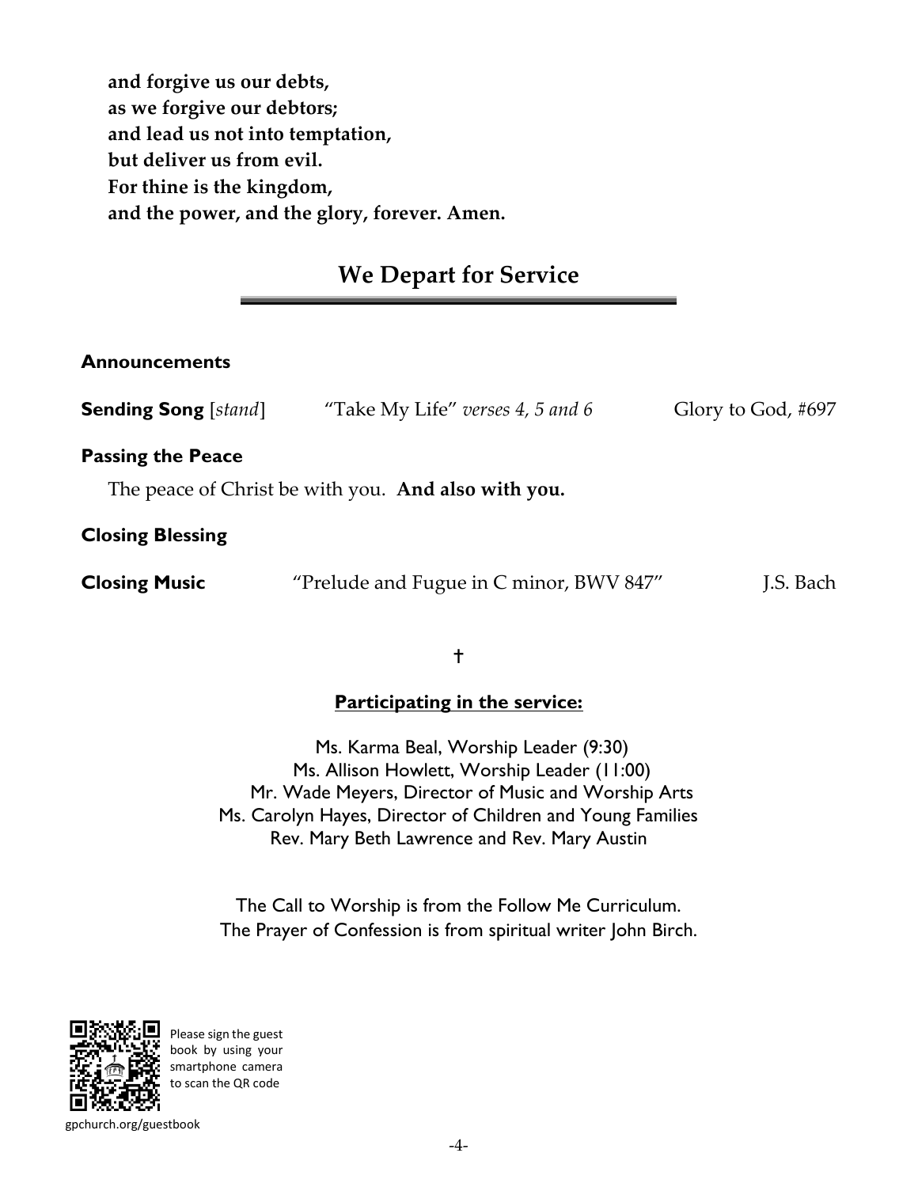**and forgive us our debts,**
**as we forgive our debtors;**
**and lead us not into temptation,**
**but deliver us from evil.**
**For thine is the kingdom,**
**and the power, and the glory, forever. Amen.**

## We Depart for Service

**Announcements**

**Sending Song** [*stand*] "Take My Life" *verses 4, 5 and 6* Glory to God, #697

**Passing the Peace**

The peace of Christ be with you. **And also with you.**

**Closing Blessing**

**Closing Music** "Prelude and Fugue in C minor, BWV 847" J.S. Bach

†

**Participating in the service:**

Ms. Karma Beal, Worship Leader (9:30)
Ms. Allison Howlett, Worship Leader (11:00)
Mr. Wade Meyers, Director of Music and Worship Arts
Ms. Carolyn Hayes, Director of Children and Young Families
Rev. Mary Beth Lawrence and Rev. Mary Austin

The Call to Worship is from the Follow Me Curriculum.
The Prayer of Confession is from spiritual writer John Birch.

Please sign the guest book by using your smartphone camera to scan the QR code

gpchurch.org/guestbook